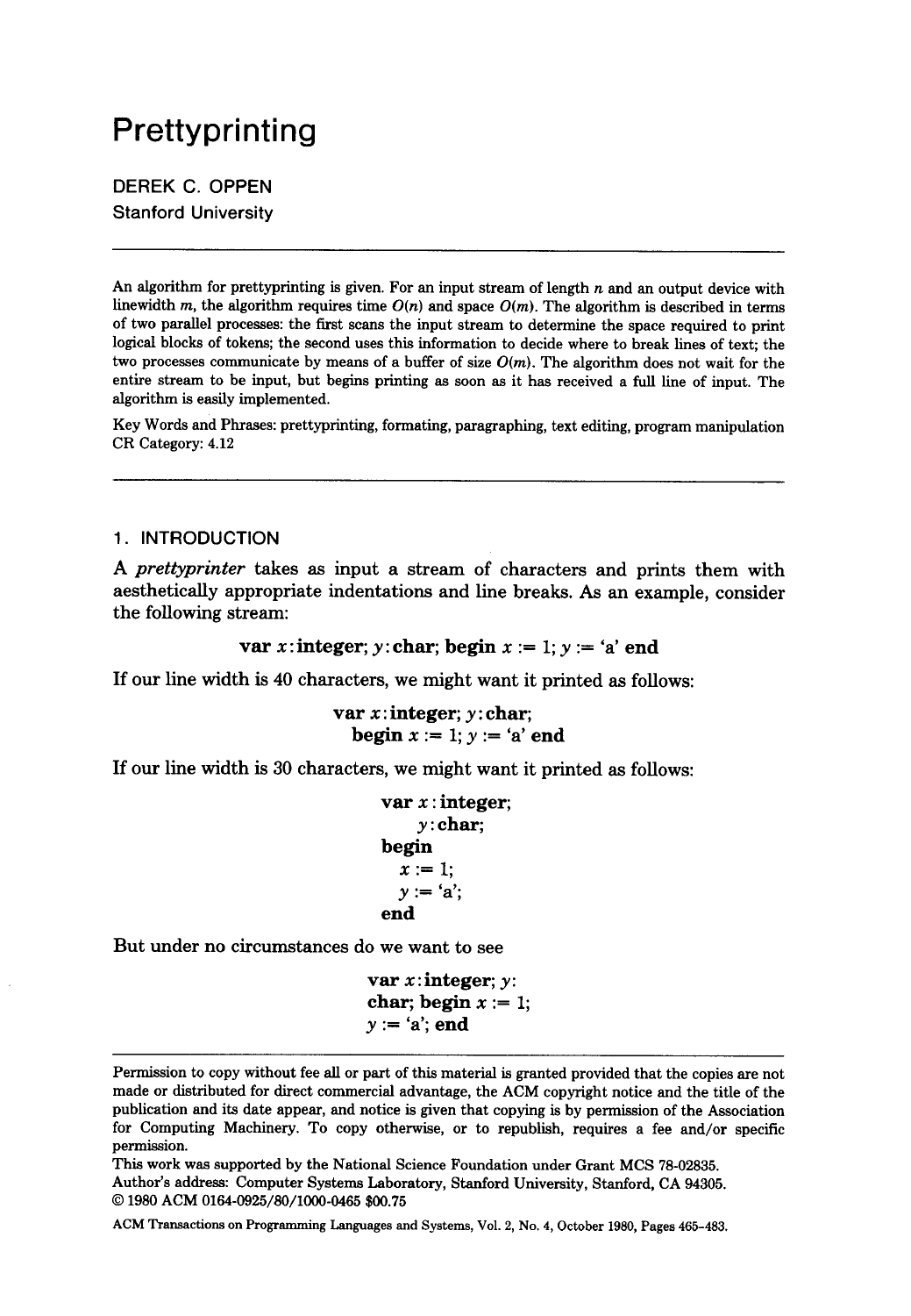# Prettyprinting

DEREK C. OPPEN
Stanford University

---

An algorithm for prettyprinting is given. For an input stream of length $n$ and an output device with linewidth $m$, the algorithm requires time $O(n)$ and space $O(m)$. The algorithm is described in terms of two parallel processes: the first scans the input stream to determine the space required to print logical blocks of tokens; the second uses this information to decide where to break lines of text; the two processes communicate by means of a buffer of size $O(m)$. The algorithm does not wait for the entire stream to be input, but begins printing as soon as it has received a full line of input. The algorithm is easily implemented.

Key Words and Phrases: prettyprinting, formating, paragraphing, text editing, program manipulation
CR Category: 4.12

---

## 1. INTRODUCTION

A *prettyprinter* takes as input a stream of characters and prints them with aesthetically appropriate indentations and line breaks. As an example, consider the following stream:

**var** *x*: **integer**; *y*: **char**; **begin** *x* := 1; *y* := 'a' **end**

If our line width is 40 characters, we might want it printed as follows:

```
var x: integer; y: char;
  begin x := 1; y := 'a' end
```

If our line width is 30 characters, we might want it printed as follows:

```
var x : integer;
      y: char;
begin
   x := 1;
   y := 'a';
end
```

But under no circumstances do we want to see

```
var x: integer; y:
char; begin x := 1;
y := 'a'; end
```

---

Permission to copy without fee all or part of this material is granted provided that the copies are not made or distributed for direct commercial advantage, the ACM copyright notice and the title of the publication and its date appear, and notice is given that copying is by permission of the Association for Computing Machinery. To copy otherwise, or to republish, requires a fee and/or specific permission.

This work was supported by the National Science Foundation under Grant MCS 78-02835.

Author's address: Computer Systems Laboratory, Stanford University, Stanford, CA 94305.

© 1980 ACM 0164-0925/80/1000-0465 $00.75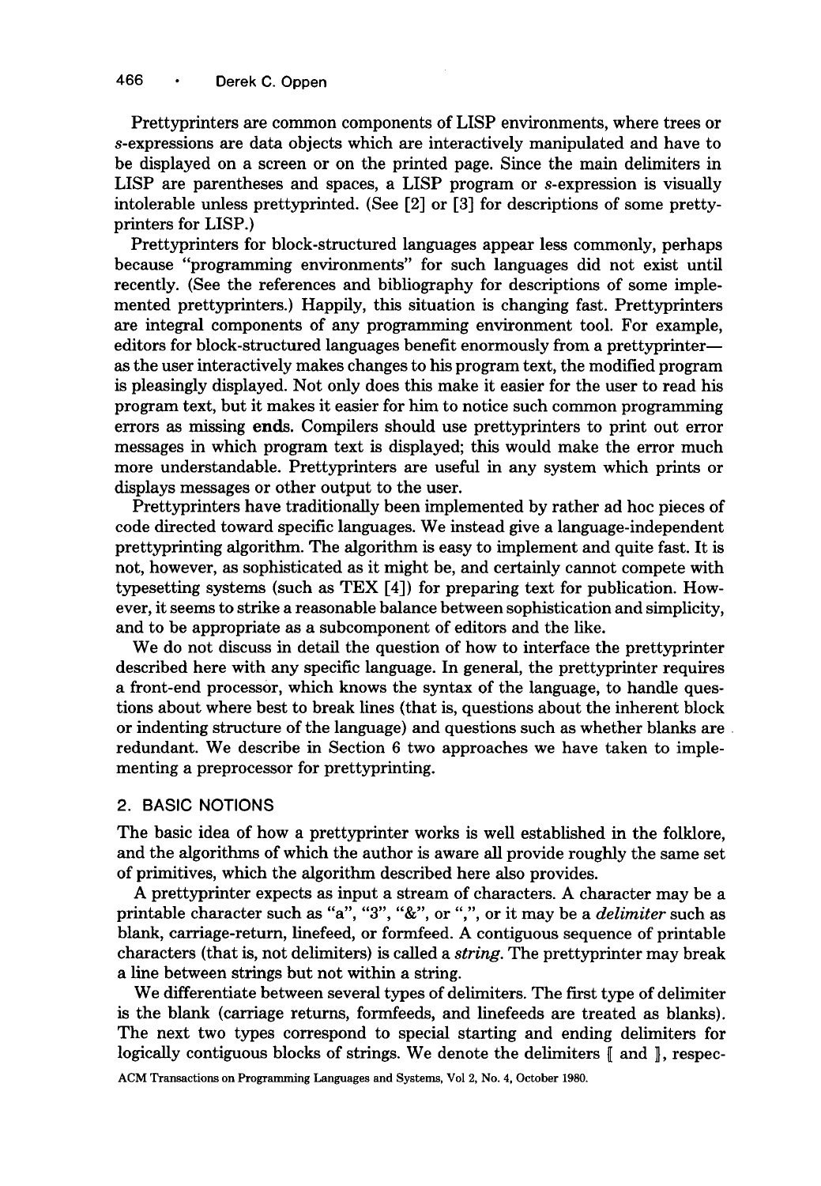Prettyprinters are common components of LISP environments, where trees or *s*-expressions are data objects which are interactively manipulated and have to be displayed on a screen or on the printed page. Since the main delimiters in LISP are parentheses and spaces, a LISP program or *s*-expression is visually intolerable unless prettyprinted. (See [2] or [3] for descriptions of some prettyprinters for LISP.)

Prettyprinters for block-structured languages appear less commonly, perhaps because "programming environments" for such languages did not exist until recently. (See the references and bibliography for descriptions of some implemented prettyprinters.) Happily, this situation is changing fast. Prettyprinters are integral components of any programming environment tool. For example, editors for block-structured languages benefit enormously from a prettyprinter—as the user interactively makes changes to his program text, the modified program is pleasingly displayed. Not only does this make it easier for the user to read his program text, but it makes it easier for him to notice such common programming errors as missing **ends**. Compilers should use prettyprinters to print out error messages in which program text is displayed; this would make the error much more understandable. Prettyprinters are useful in any system which prints or displays messages or other output to the user.

Prettyprinters have traditionally been implemented by rather ad hoc pieces of code directed toward specific languages. We instead give a language-independent prettyprinting algorithm. The algorithm is easy to implement and quite fast. It is not, however, as sophisticated as it might be, and certainly cannot compete with typesetting systems (such as TEX [4]) for preparing text for publication. However, it seems to strike a reasonable balance between sophistication and simplicity, and to be appropriate as a subcomponent of editors and the like.

We do not discuss in detail the question of how to interface the prettyprinter described here with any specific language. In general, the prettyprinter requires a front-end processor, which knows the syntax of the language, to handle questions about where best to break lines (that is, questions about the inherent block or indenting structure of the language) and questions such as whether blanks are redundant. We describe in Section 6 two approaches we have taken to implementing a preprocessor for prettyprinting.

## 2. BASIC NOTIONS

The basic idea of how a prettyprinter works is well established in the folklore, and the algorithms of which the author is aware all provide roughly the same set of primitives, which the algorithm described here also provides.

A prettyprinter expects as input a stream of characters. A character may be a printable character such as "a", "3", "&", or ",", or it may be a *delimiter* such as blank, carriage-return, linefeed, or formfeed. A contiguous sequence of printable characters (that is, not delimiters) is called a *string*. The prettyprinter may break a line between strings but not within a string.

We differentiate between several types of delimiters. The first type of delimiter is the blank (carriage returns, formfeeds, and linefeeds are treated as blanks). The next two types correspond to special starting and ending delimiters for logically contiguous blocks of strings. We denote the delimiters ⟦ and ⟧, respec-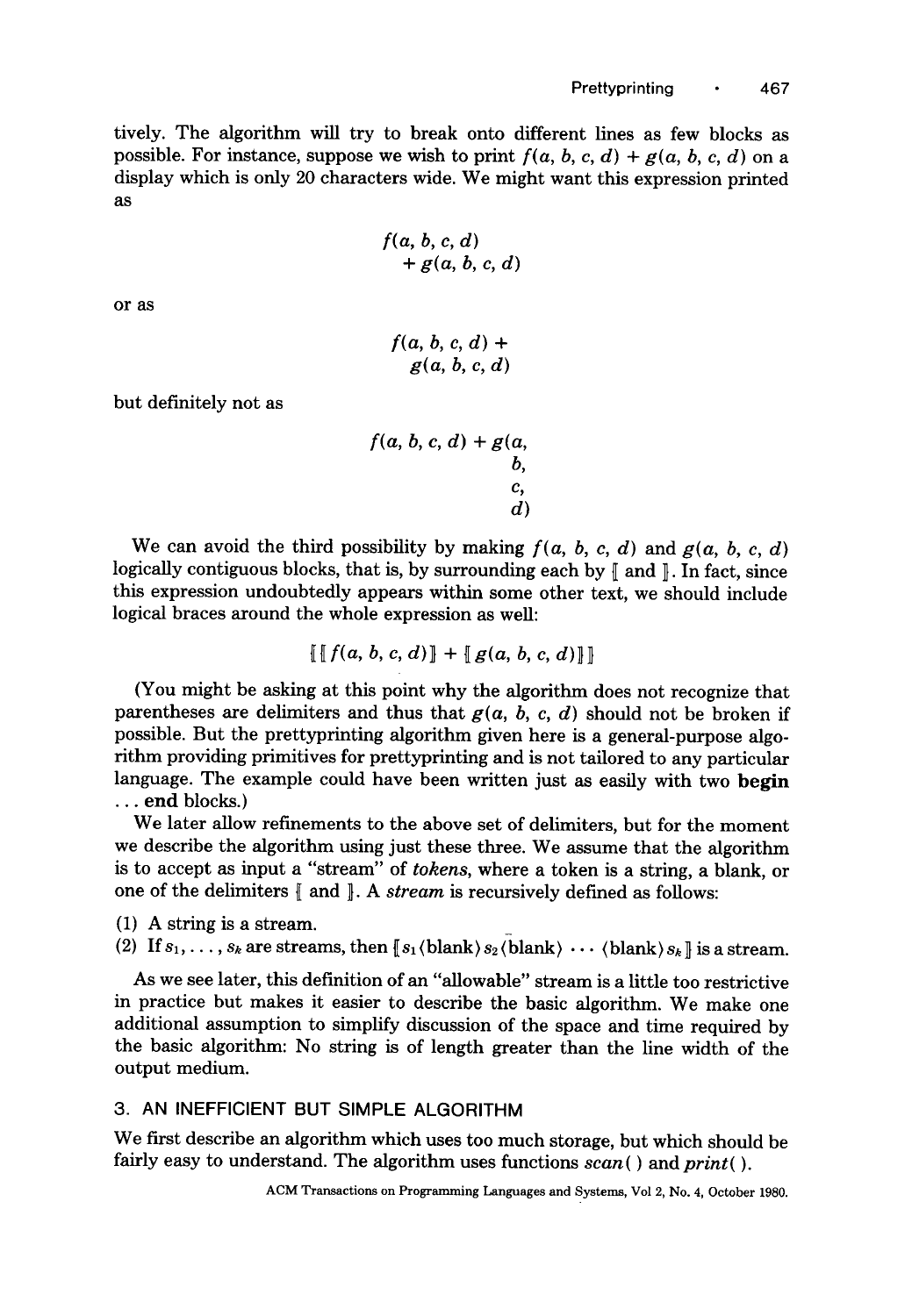tively. The algorithm will try to break onto different lines as few blocks as possible. For instance, suppose we wish to print $f(a, b, c, d) + g(a, b, c, d)$ on a display which is only 20 characters wide. We might want this expression printed as

$$
\begin{array}{l}
f(a, b, c, d) \\
\quad + g(a, b, c, d)
\end{array}
$$

or as

$$
\begin{array}{l}
f(a, b, c, d) + \\
\quad g(a, b, c, d)
\end{array}
$$

but definitely not as

$$
\begin{array}{ll}
f(a, b, c, d) + g(a, & \\
 & b, \\
 & c, \\
 & d)
\end{array}
$$

We can avoid the third possibility by making $f(a, b, c, d)$ and $g(a, b, c, d)$ logically contiguous blocks, that is, by surrounding each by ⟦ and ⟧. In fact, since this expression undoubtedly appears within some other text, we should include logical braces around the whole expression as well:

$$⟦⟦f(a, b, c, d)⟧ + ⟦g(a, b, c, d)⟧⟧$$

(You might be asking at this point why the algorithm does not recognize that parentheses are delimiters and thus that $g(a, b, c, d)$ should not be broken if possible. But the prettyprinting algorithm given here is a general-purpose algorithm providing primitives for prettyprinting and is not tailored to any particular language. The example could have been written just as easily with two **begin** ... **end** blocks.)

We later allow refinements to the above set of delimiters, but for the moment we describe the algorithm using just these three. We assume that the algorithm is to accept as input a "stream" of *tokens*, where a token is a string, a blank, or one of the delimiters ⟦ and ⟧. A *stream* is recursively defined as follows:

(1) A string is a stream.
(2) If $s_1, \ldots, s_k$ are streams, then ⟦$s_1$⟨blank⟩$s_2$⟨blank⟩ ⋯ ⟨blank⟩$s_k$⟧ is a stream.

As we see later, this definition of an "allowable" stream is a little too restrictive in practice but makes it easier to describe the basic algorithm. We make one additional assumption to simplify discussion of the space and time required by the basic algorithm: No string is of length greater than the line width of the output medium.

## 3. AN INEFFICIENT BUT SIMPLE ALGORITHM

We first describe an algorithm which uses too much storage, but which should be fairly easy to understand. The algorithm uses functions *scan*( ) and *print*( ).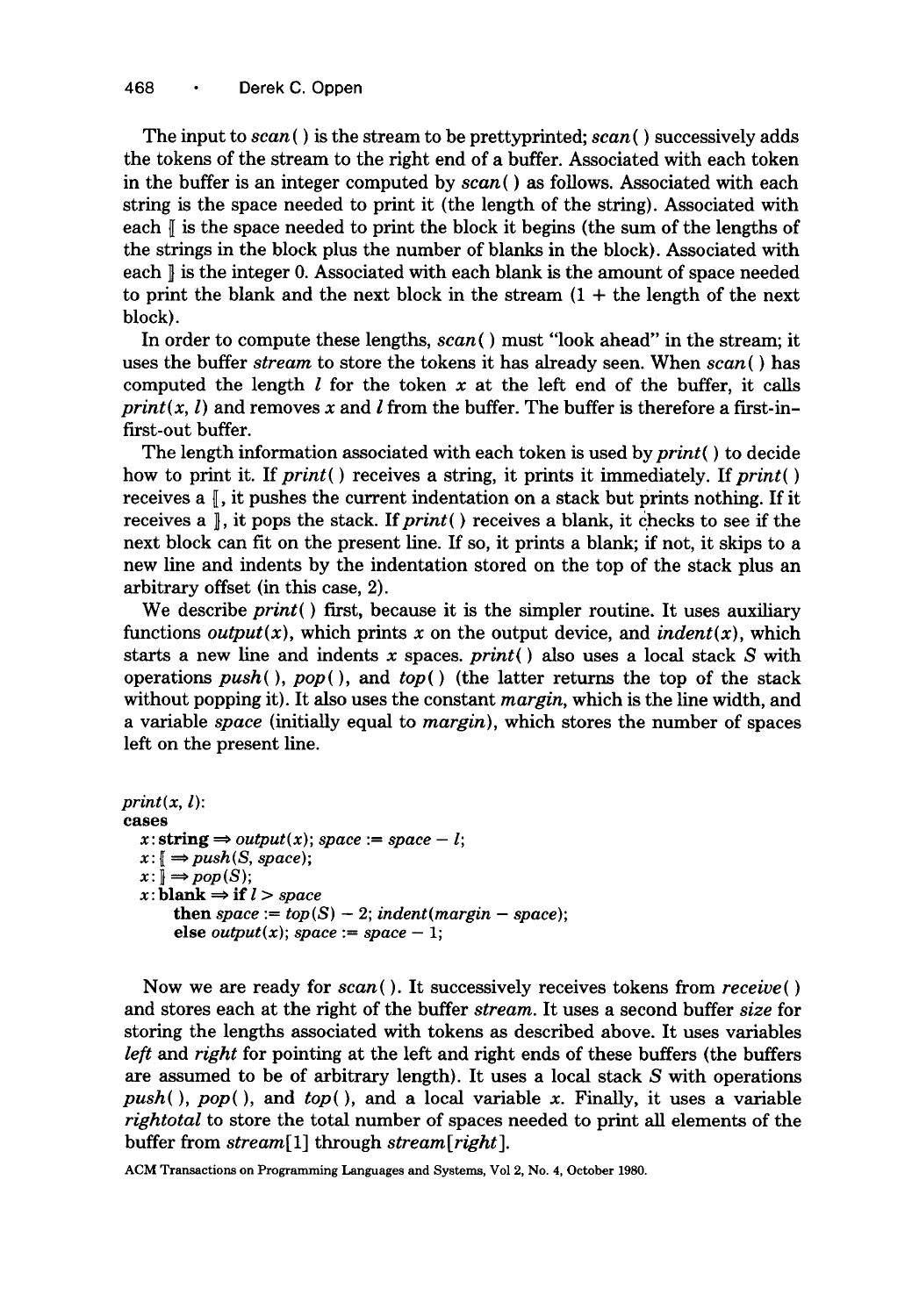The input to *scan*( ) is the stream to be prettyprinted; *scan*( ) successively adds the tokens of the stream to the right end of a buffer. Associated with each token in the buffer is an integer computed by *scan*( ) as follows. Associated with each string is the space needed to print it (the length of the string). Associated with each ⟦ is the space needed to print the block it begins (the sum of the lengths of the strings in the block plus the number of blanks in the block). Associated with each ⟧ is the integer 0. Associated with each blank is the amount of space needed to print the blank and the next block in the stream (1 + the length of the next block).

In order to compute these lengths, *scan*( ) must "look ahead" in the stream; it uses the buffer *stream* to store the tokens it has already seen. When *scan*( ) has computed the length $l$ for the token $x$ at the left end of the buffer, it calls *print*($x$, $l$) and removes $x$ and $l$ from the buffer. The buffer is therefore a first-in-first-out buffer.

The length information associated with each token is used by *print*( ) to decide how to print it. If *print*( ) receives a string, it prints it immediately. If *print*( ) receives a ⟦, it pushes the current indentation on a stack but prints nothing. If it receives a ⟧, it pops the stack. If *print*( ) receives a blank, it checks to see if the next block can fit on the present line. If so, it prints a blank; if not, it skips to a new line and indents by the indentation stored on the top of the stack plus an arbitrary offset (in this case, 2).

We describe *print*( ) first, because it is the simpler routine. It uses auxiliary functions *output*($x$), which prints $x$ on the output device, and *indent*($x$), which starts a new line and indents $x$ spaces. *print*( ) also uses a local stack $S$ with operations *push*( ), *pop*( ), and *top*( ) (the latter returns the top of the stack without popping it). It also uses the constant *margin*, which is the line width, and a variable *space* (initially equal to *margin*), which stores the number of spaces left on the present line.

```
print(x, l):
cases
  x: string ⇒ output(x); space := space − l;
  x: ⟦ ⇒ push(S, space);
  x: ⟧ ⇒ pop(S);
  x: blank ⇒ if l > space
       then space := top(S) − 2; indent(margin − space);
       else output(x); space := space − 1;
```

Now we are ready for *scan*( ). It successively receives tokens from *receive*( ) and stores each at the right of the buffer *stream*. It uses a second buffer *size* for storing the lengths associated with tokens as described above. It uses variables *left* and *right* for pointing at the left and right ends of these buffers (the buffers are assumed to be of arbitrary length). It uses a local stack $S$ with operations *push*( ), *pop*( ), and *top*( ), and a local variable $x$. Finally, it uses a variable *rightotal* to store the total number of spaces needed to print all elements of the buffer from *stream*[1] through *stream*[*right*].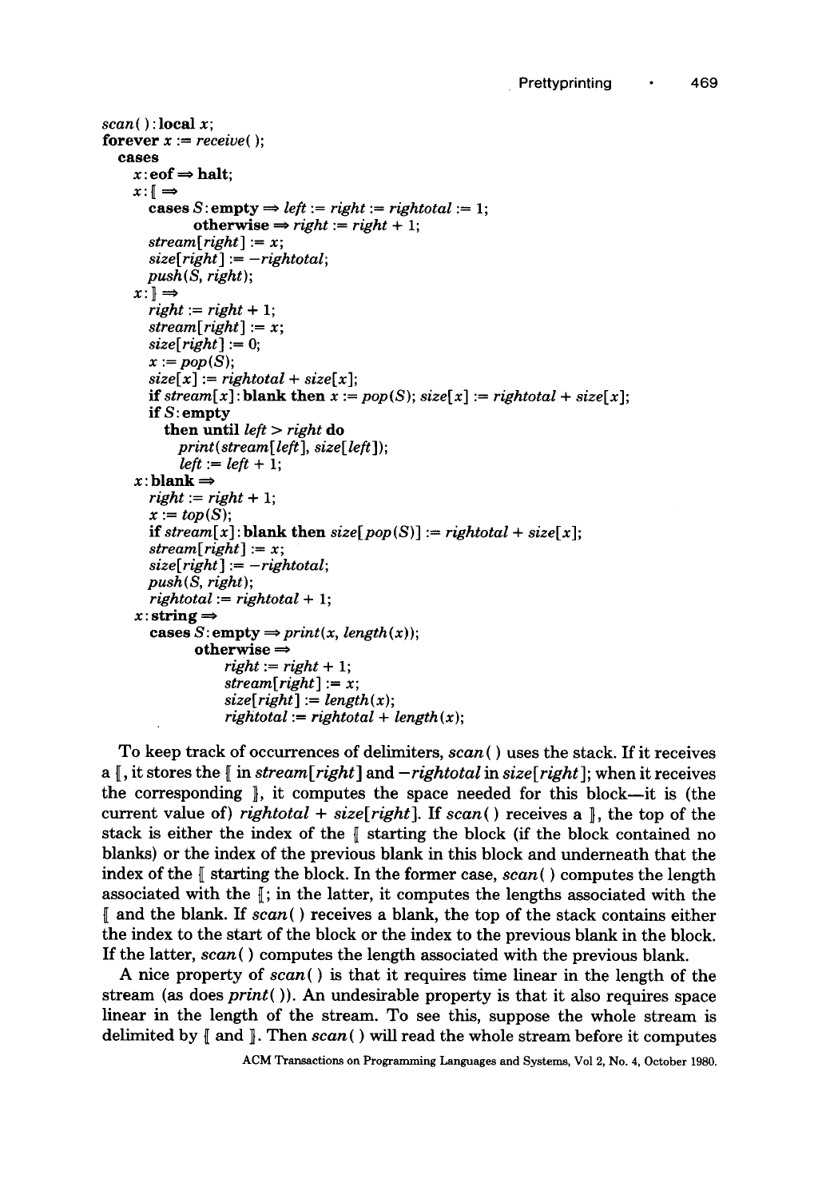```
scan( ): local x;
forever x := receive( );
  cases
    x: eof ⇒ halt;
    x: ⟦ ⇒
      cases S: empty ⇒ left := right := rightotal := 1;
            otherwise ⇒ right := right + 1;
      stream[right] := x;
      size[right] := −rightotal;
      push(S, right);
    x: ⟧ ⇒
      right := right + 1;
      stream[right] := x;
      size[right] := 0;
      x := pop(S);
      size[x] := rightotal + size[x];
      if stream[x]: blank then x := pop(S); size[x] := rightotal + size[x];
      if S: empty
        then until left > right do
          print(stream[left], size[left]);
          left := left + 1;
    x: blank ⇒
      right := right + 1;
      x := top(S);
      if stream[x]: blank then size[pop(S)] := rightotal + size[x];
      stream[right] := x;
      size[right] := −rightotal;
      push(S, right);
      rightotal := rightotal + 1;
    x: string ⇒
      cases S: empty ⇒ print(x, length(x));
            otherwise ⇒
                right := right + 1;
                stream[right] := x;
                size[right] := length(x);
                rightotal := rightotal + length(x);
```

To keep track of occurrences of delimiters, *scan*( ) uses the stack. If it receives a ⟦, it stores the ⟦ in *stream*[*right*] and −*rightotal* in *size*[*right*]; when it receives the corresponding ⟧, it computes the space needed for this block—it is (the current value of) *rightotal* + *size*[*right*]. If *scan*( ) receives a ⟧, the top of the stack is either the index of the ⟦ starting the block (if the block contained no blanks) or the index of the previous blank in this block and underneath that the index of the ⟦ starting the block. In the former case, *scan*( ) computes the length associated with the ⟦; in the latter, it computes the lengths associated with the ⟦ and the blank. If *scan*( ) receives a blank, the top of the stack contains either the index to the start of the block or the index to the previous blank in the block. If the latter, *scan*( ) computes the length associated with the previous blank.

A nice property of *scan*( ) is that it requires time linear in the length of the stream (as does *print*( )). An undesirable property is that it also requires space linear in the length of the stream. To see this, suppose the whole stream is delimited by ⟦ and ⟧. Then *scan*( ) will read the whole stream before it computes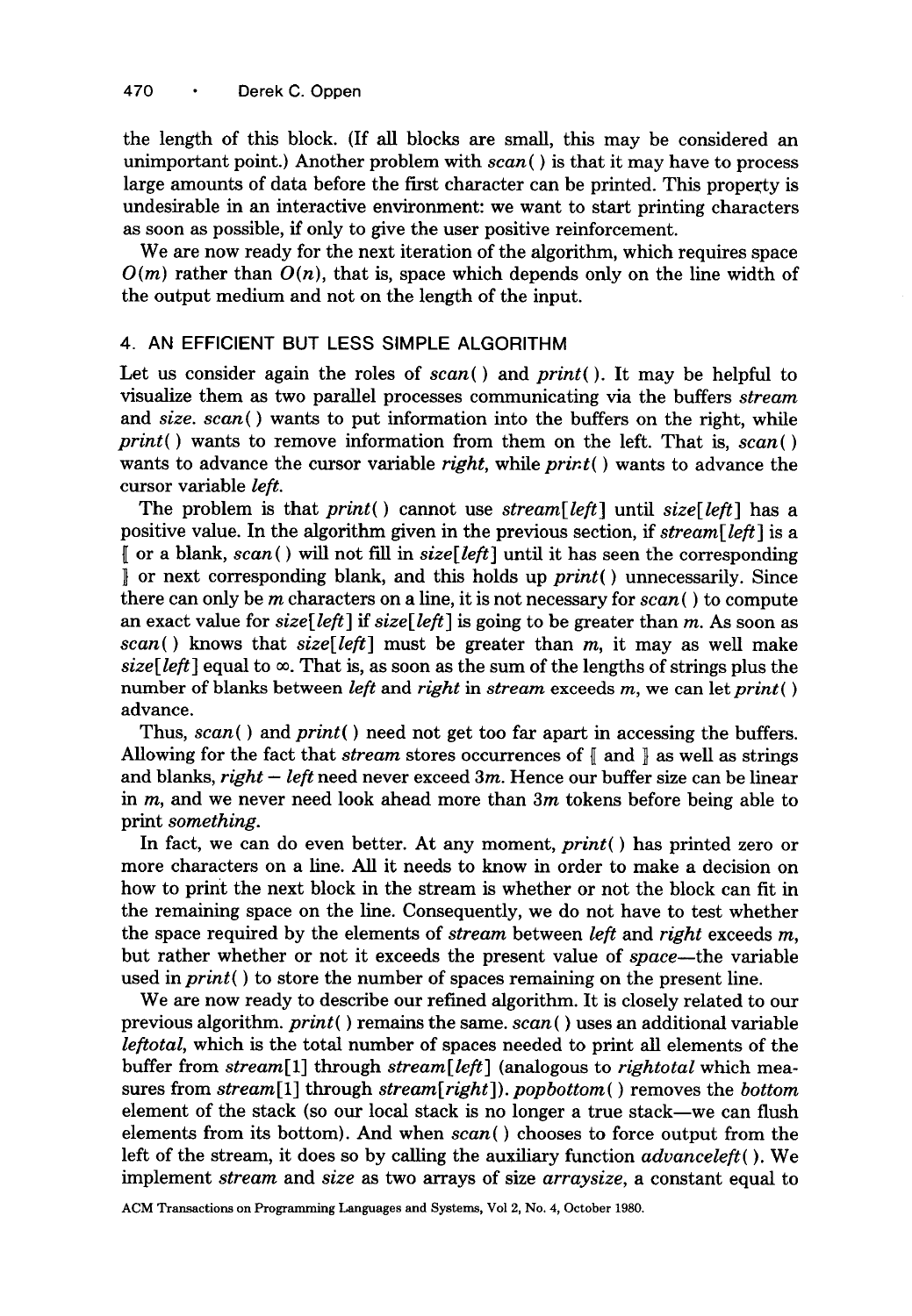the length of this block. (If all blocks are small, this may be considered an unimportant point.) Another problem with *scan*( ) is that it may have to process large amounts of data before the first character can be printed. This property is undesirable in an interactive environment: we want to start printing characters as soon as possible, if only to give the user positive reinforcement.

We are now ready for the next iteration of the algorithm, which requires space $O(m)$ rather than $O(n)$, that is, space which depends only on the line width of the output medium and not on the length of the input.

## 4. AN EFFICIENT BUT LESS SIMPLE ALGORITHM

Let us consider again the roles of *scan*( ) and *print*( ). It may be helpful to visualize them as two parallel processes communicating via the buffers *stream* and *size*. *scan*( ) wants to put information into the buffers on the right, while *print*( ) wants to remove information from them on the left. That is, *scan*( ) wants to advance the cursor variable *right*, while *print*( ) wants to advance the cursor variable *left*.

The problem is that *print*( ) cannot use *stream*[*left*] until *size*[*left*] has a positive value. In the algorithm given in the previous section, if *stream*[*left*] is a ⟦ or a blank, *scan*( ) will not fill in *size*[*left*] until it has seen the corresponding ⟧ or next corresponding blank, and this holds up *print*( ) unnecessarily. Since there can only be $m$ characters on a line, it is not necessary for *scan*( ) to compute an exact value for *size*[*left*] if *size*[*left*] is going to be greater than $m$. As soon as *scan*( ) knows that *size*[*left*] must be greater than $m$, it may as well make *size*[*left*] equal to $\infty$. That is, as soon as the sum of the lengths of strings plus the number of blanks between *left* and *right* in *stream* exceeds $m$, we can let *print*( ) advance.

Thus, *scan*( ) and *print*( ) need not get too far apart in accessing the buffers. Allowing for the fact that *stream* stores occurrences of ⟦ and ⟧ as well as strings and blanks, $right - left$ need never exceed $3m$. Hence our buffer size can be linear in $m$, and we never need look ahead more than $3m$ tokens before being able to print *something*.

In fact, we can do even better. At any moment, *print*( ) has printed zero or more characters on a line. All it needs to know in order to make a decision on how to print the next block in the stream is whether or not the block can fit in the remaining space on the line. Consequently, we do not have to test whether the space required by the elements of *stream* between *left* and *right* exceeds $m$, but rather whether or not it exceeds the present value of *space*—the variable used in *print*( ) to store the number of spaces remaining on the present line.

We are now ready to describe our refined algorithm. It is closely related to our previous algorithm. *print*( ) remains the same. *scan*( ) uses an additional variable *leftotal*, which is the total number of spaces needed to print all elements of the buffer from *stream*[1] through *stream*[*left*] (analogous to *rightotal* which measures from *stream*[1] through *stream*[*right*]). *popbottom*( ) removes the *bottom* element of the stack (so our local stack is no longer a true stack—we can flush elements from its bottom). And when *scan*( ) chooses to force output from the left of the stream, it does so by calling the auxiliary function *advanceleft*( ). We implement *stream* and *size* as two arrays of size *arraysize*, a constant equal to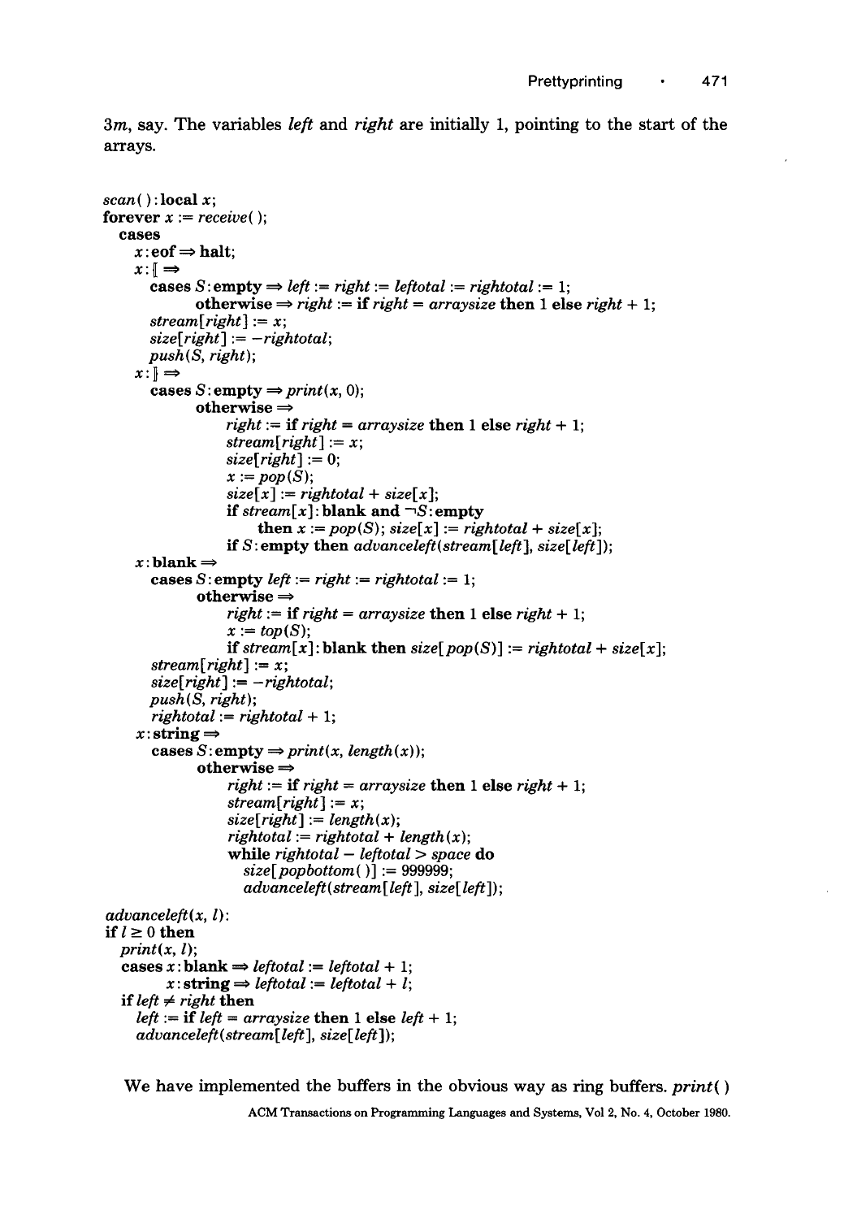3m, say. The variables *left* and *right* are initially 1, pointing to the start of the arrays.

```
scan( ): local x;
forever x := receive( );
  cases
    x: eof ⇒ halt;
    x: [[ ⇒
      cases S: empty ⇒ left := right := leftotal := rightotal := 1;
            otherwise ⇒ right := if right = arraysize then 1 else right + 1;
      stream[right] := x;
      size[right] := −rightotal;
      push(S, right);
    x: ]] ⇒
      cases S: empty ⇒ print(x, 0);
            otherwise ⇒
                right := if right = arraysize then 1 else right + 1;
                stream[right] := x;
                size[right] := 0;
                x := pop(S);
                size[x] := rightotal + size[x];
                if stream[x]: blank and ¬S: empty
                    then x := pop(S); size[x] := rightotal + size[x];
                if S: empty then advanceleft(stream[left], size[left]);
    x: blank ⇒
      cases S: empty left := right := rightotal := 1;
            otherwise ⇒
                right := if right = arraysize then 1 else right + 1;
                x := top(S);
                if stream[x]: blank then size[pop(S)] := rightotal + size[x];
      stream[right] := x;
      size[right] := −rightotal;
      push(S, right);
      rightotal := rightotal + 1;
    x: string ⇒
      cases S: empty ⇒ print(x, length(x));
            otherwise ⇒
                right := if right = arraysize then 1 else right + 1;
                stream[right] := x;
                size[right] := length(x);
                rightotal := rightotal + length(x);
                while rightotal − leftotal > space do
                  size[popbottom( )] := 999999;
                  advanceleft(stream[left], size[left]);

advanceleft(x, l):
if l ≥ 0 then
  print(x, l);
  cases x: blank ⇒ leftotal := leftotal + 1;
        x: string ⇒ leftotal := leftotal + l;
  if left ≠ right then
    left := if left = arraysize then 1 else left + 1;
    advanceleft(stream[left], size[left]);
```

We have implemented the buffers in the obvious way as ring buffers. *print*( )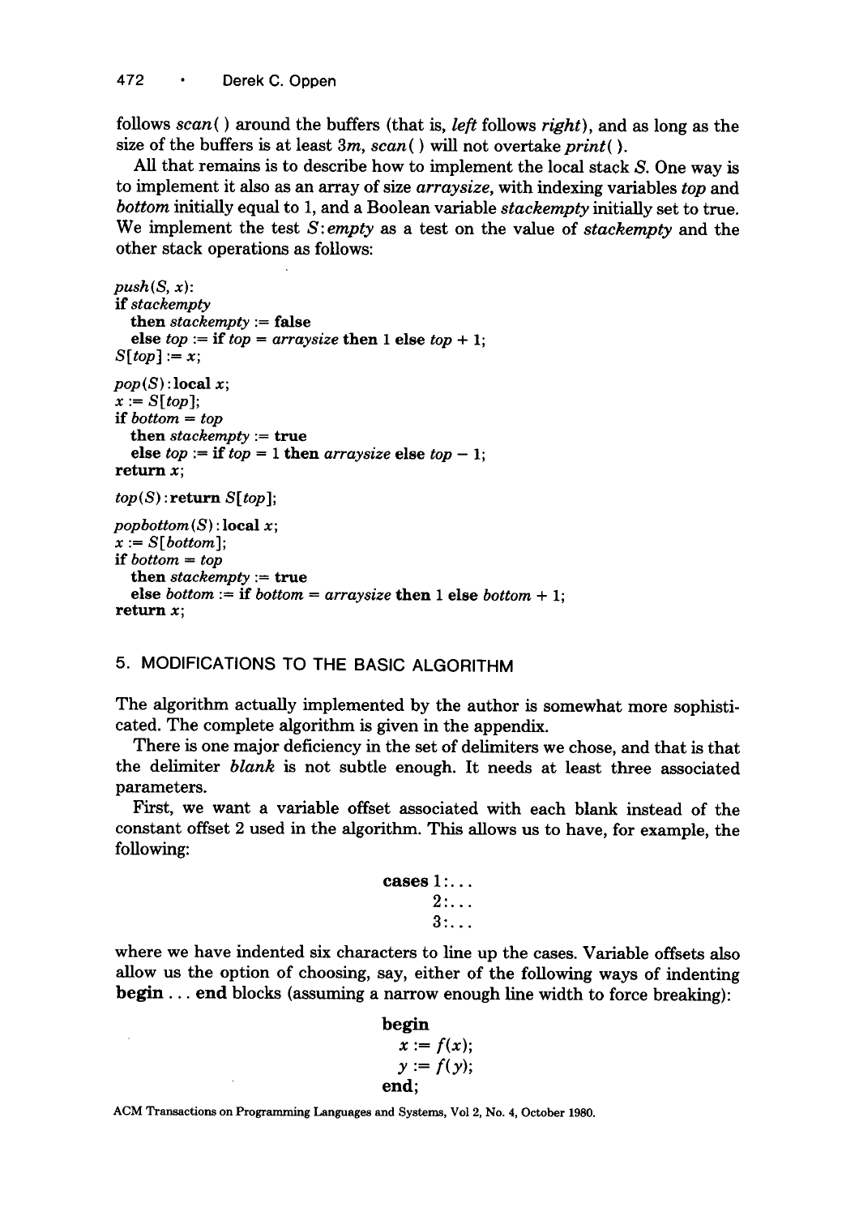follows *scan*( ) around the buffers (that is, *left* follows *right*), and as long as the size of the buffers is at least $3m$, *scan*( ) will not overtake *print*( ).

All that remains is to describe how to implement the local stack $S$. One way is to implement it also as an array of size *arraysize*, with indexing variables *top* and *bottom* initially equal to 1, and a Boolean variable *stackempty* initially set to true. We implement the test $S$:*empty* as a test on the value of *stackempty* and the other stack operations as follows:

```
push(S, x):
if stackempty
  then stackempty := false
  else top := if top = arraysize then 1 else top + 1;
S[top] := x;

pop(S): local x;
x := S[top];
if bottom = top
  then stackempty := true
  else top := if top = 1 then arraysize else top - 1;
return x;

top(S): return S[top];

popbottom(S): local x;
x := S[bottom];
if bottom = top
  then stackempty := true
  else bottom := if bottom = arraysize then 1 else bottom + 1;
return x;
```

## 5. MODIFICATIONS TO THE BASIC ALGORITHM

The algorithm actually implemented by the author is somewhat more sophisticated. The complete algorithm is given in the appendix.

There is one major deficiency in the set of delimiters we chose, and that is that the delimiter *blank* is not subtle enough. It needs at least three associated parameters.

First, we want a variable offset associated with each blank instead of the constant offset 2 used in the algorithm. This allows us to have, for example, the following:

```
cases 1:...
      2:...
      3:...
```

where we have indented six characters to line up the cases. Variable offsets also allow us the option of choosing, say, either of the following ways of indenting **begin** ... **end** blocks (assuming a narrow enough line width to force breaking):

```
begin
  x := f(x);
  y := f(y);
end;
```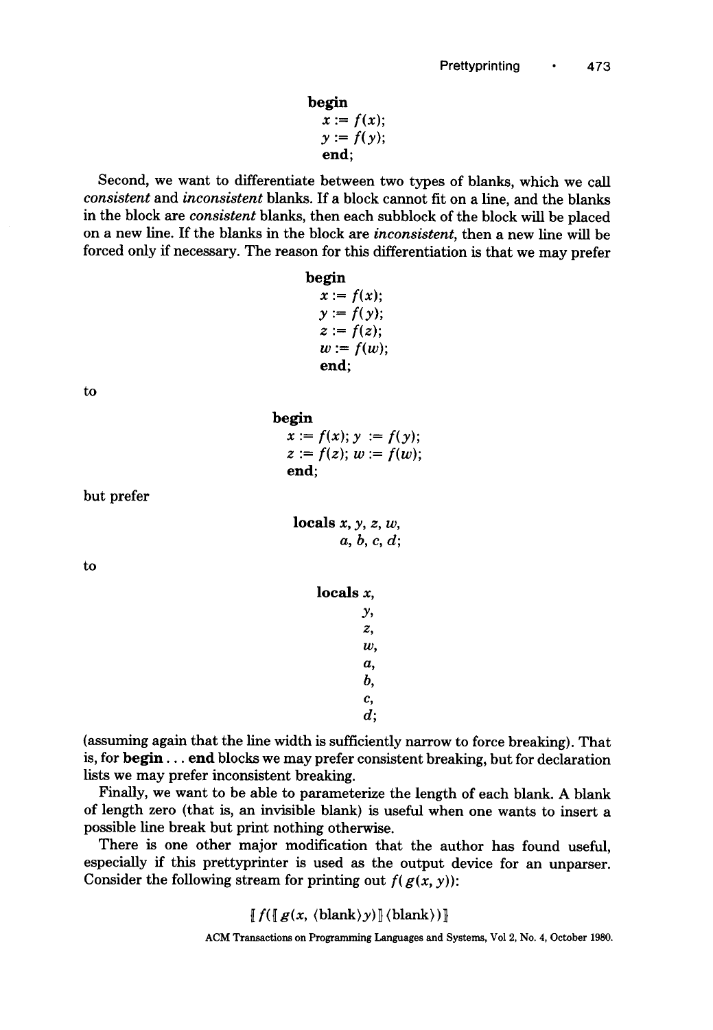```
begin
  x := f(x);
  y := f(y);
  end;
```

Second, we want to differentiate between two types of blanks, which we call *consistent* and *inconsistent* blanks. If a block cannot fit on a line, and the blanks in the block are *consistent* blanks, then each subblock of the block will be placed on a new line. If the blanks in the block are *inconsistent*, then a new line will be forced only if necessary. The reason for this differentiation is that we may prefer

```
begin
  x := f(x);
  y := f(y);
  z := f(z);
  w := f(w);
  end;
```

to

```
begin
  x := f(x); y := f(y);
  z := f(z); w := f(w);
  end;
```

but prefer

```
locals x, y, z, w,
       a, b, c, d;
```

to

```
locals x,
       y,
       z,
       w,
       a,
       b,
       c,
       d;
```

(assuming again that the line width is sufficiently narrow to force breaking). That is, for **begin** . . . **end** blocks we may prefer consistent breaking, but for declaration lists we may prefer inconsistent breaking.

Finally, we want to be able to parameterize the length of each blank. A blank of length zero (that is, an invisible blank) is useful when one wants to insert a possible line break but print nothing otherwise.

There is one other major modification that the author has found useful, especially if this prettyprinter is used as the output device for an unparser. Consider the following stream for printing out $f(g(x, y))$:

$$[\![ f([\![ g(x, \langle\text{blank}\rangle y) ]\!] \langle\text{blank}\rangle) ]\!]$$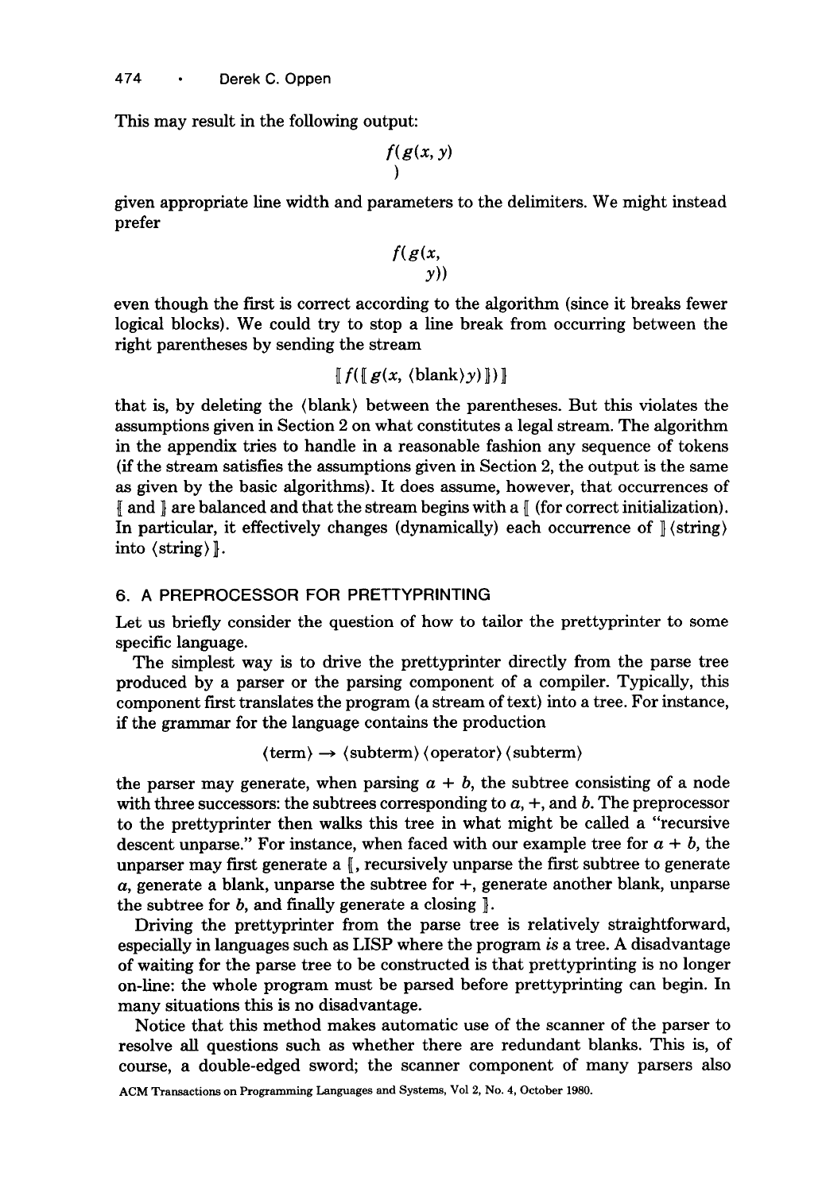This may result in the following output:

$$f(g(x, y)$$
$$)$$

given appropriate line width and parameters to the delimiters. We might instead prefer

$$f(g(x,$$
$$y))$$

even though the first is correct according to the algorithm (since it breaks fewer logical blocks). We could try to stop a line break from occurring between the right parentheses by sending the stream

$$[\![ f([\![ g(x, \langle\text{blank}\rangle y) ]\!]) ]\!]$$

that is, by deleting the ⟨blank⟩ between the parentheses. But this violates the assumptions given in Section 2 on what constitutes a legal stream. The algorithm in the appendix tries to handle in a reasonable fashion any sequence of tokens (if the stream satisfies the assumptions given in Section 2, the output is the same as given by the basic algorithms). It does assume, however, that occurrences of ⟦ and ⟧ are balanced and that the stream begins with a ⟦ (for correct initialization). In particular, it effectively changes (dynamically) each occurrence of ⟧⟨string⟩ into ⟨string⟩⟧.

## 6. A PREPROCESSOR FOR PRETTYPRINTING

Let us briefly consider the question of how to tailor the prettyprinter to some specific language.

The simplest way is to drive the prettyprinter directly from the parse tree produced by a parser or the parsing component of a compiler. Typically, this component first translates the program (a stream of text) into a tree. For instance, if the grammar for the language contains the production

$$\langle\text{term}\rangle \rightarrow \langle\text{subterm}\rangle\langle\text{operator}\rangle\langle\text{subterm}\rangle$$

the parser may generate, when parsing $a + b$, the subtree consisting of a node with three successors: the subtrees corresponding to $a$, $+$, and $b$. The preprocessor to the prettyprinter then walks this tree in what might be called a "recursive descent unparse." For instance, when faced with our example tree for $a + b$, the unparser may first generate a ⟦, recursively unparse the first subtree to generate $a$, generate a blank, unparse the subtree for $+$, generate another blank, unparse the subtree for $b$, and finally generate a closing ⟧.

Driving the prettyprinter from the parse tree is relatively straightforward, especially in languages such as LISP where the program *is* a tree. A disadvantage of waiting for the parse tree to be constructed is that prettyprinting is no longer on-line: the whole program must be parsed before prettyprinting can begin. In many situations this is no disadvantage.

Notice that this method makes automatic use of the scanner of the parser to resolve all questions such as whether there are redundant blanks. This is, of course, a double-edged sword; the scanner component of many parsers also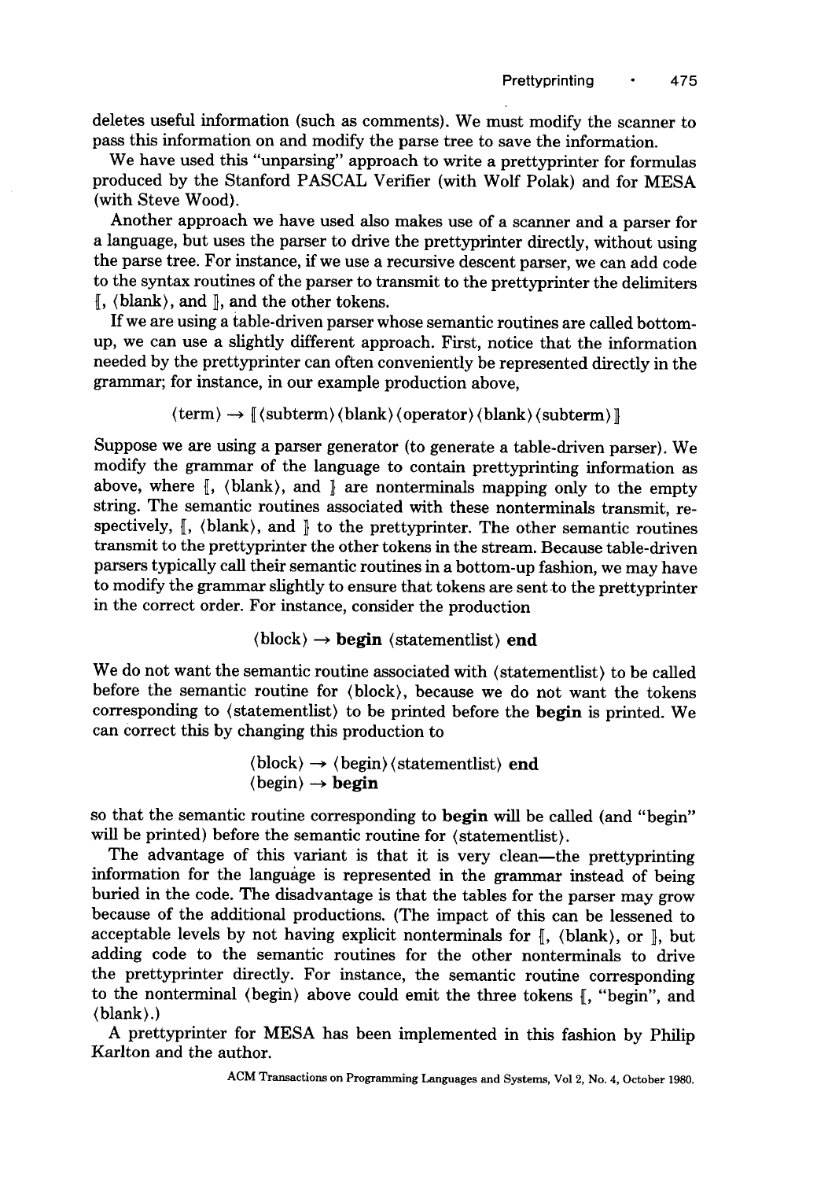deletes useful information (such as comments). We must modify the scanner to pass this information on and modify the parse tree to save the information.

We have used this "unparsing" approach to write a prettyprinter for formulas produced by the Stanford PASCAL Verifier (with Wolf Polak) and for MESA (with Steve Wood).

Another approach we have used also makes use of a scanner and a parser for a language, but uses the parser to drive the prettyprinter directly, without using the parse tree. For instance, if we use a recursive descent parser, we can add code to the syntax routines of the parser to transmit to the prettyprinter the delimiters ⟦, ⟨blank⟩, and ⟧, and the other tokens.

If we are using a table-driven parser whose semantic routines are called bottom-up, we can use a slightly different approach. First, notice that the information needed by the prettyprinter can often conveniently be represented directly in the grammar; for instance, in our example production above,

$$\langle \text{term} \rangle \rightarrow [\![ \langle \text{subterm} \rangle \langle \text{blank} \rangle \langle \text{operator} \rangle \langle \text{blank} \rangle \langle \text{subterm} \rangle ]\!]$$

Suppose we are using a parser generator (to generate a table-driven parser). We modify the grammar of the language to contain prettyprinting information as above, where ⟦, ⟨blank⟩, and ⟧ are nonterminals mapping only to the empty string. The semantic routines associated with these nonterminals transmit, respectively, ⟦, ⟨blank⟩, and ⟧ to the prettyprinter. The other semantic routines transmit to the prettyprinter the other tokens in the stream. Because table-driven parsers typically call their semantic routines in a bottom-up fashion, we may have to modify the grammar slightly to ensure that tokens are sent to the prettyprinter in the correct order. For instance, consider the production

$$\langle \text{block} \rangle \rightarrow \textbf{begin} \ \langle \text{statementlist} \rangle \ \textbf{end}$$

We do not want the semantic routine associated with ⟨statementlist⟩ to be called before the semantic routine for ⟨block⟩, because we do not want the tokens corresponding to ⟨statementlist⟩ to be printed before the **begin** is printed. We can correct this by changing this production to

$$\begin{aligned} &\langle \text{block} \rangle \rightarrow \langle \text{begin} \rangle \langle \text{statementlist} \rangle \ \textbf{end} \\ &\langle \text{begin} \rangle \rightarrow \textbf{begin} \end{aligned}$$

so that the semantic routine corresponding to **begin** will be called (and "begin" will be printed) before the semantic routine for ⟨statementlist⟩.

The advantage of this variant is that it is very clean—the prettyprinting information for the language is represented in the grammar instead of being buried in the code. The disadvantage is that the tables for the parser may grow because of the additional productions. (The impact of this can be lessened to acceptable levels by not having explicit nonterminals for ⟦, ⟨blank⟩, or ⟧, but adding code to the semantic routines for the other nonterminals to drive the prettyprinter directly. For instance, the semantic routine corresponding to the nonterminal ⟨begin⟩ above could emit the three tokens ⟦, "begin", and ⟨blank⟩.)

A prettyprinter for MESA has been implemented in this fashion by Philip Karlton and the author.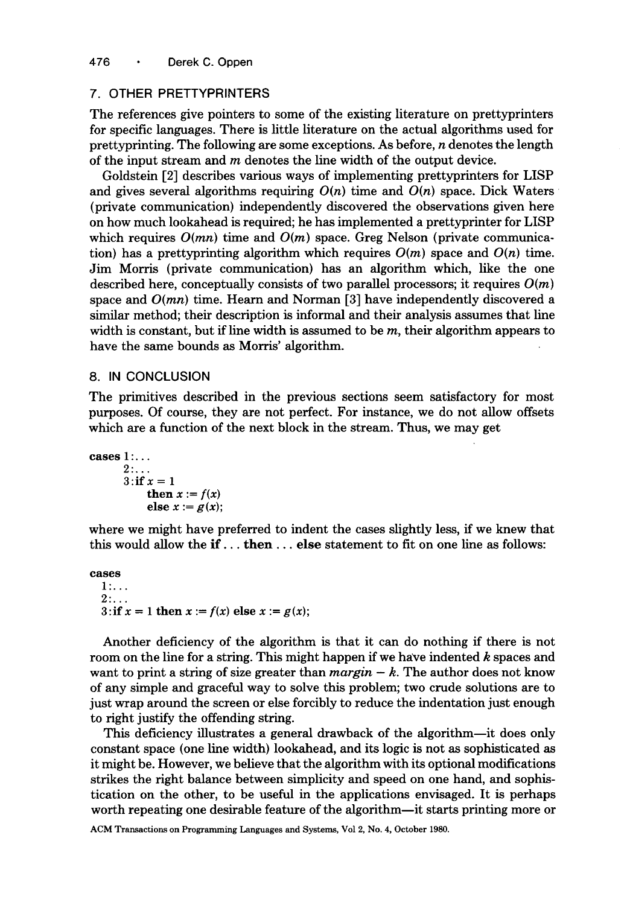## 7. OTHER PRETTYPRINTERS

The references give pointers to some of the existing literature on prettyprinters for specific languages. There is little literature on the actual algorithms used for prettyprinting. The following are some exceptions. As before, $n$ denotes the length of the input stream and $m$ denotes the line width of the output device.

Goldstein [2] describes various ways of implementing prettyprinters for LISP and gives several algorithms requiring $O(n)$ time and $O(n)$ space. Dick Waters (private communication) independently discovered the observations given here on how much lookahead is required; he has implemented a prettyprinter for LISP which requires $O(mn)$ time and $O(m)$ space. Greg Nelson (private communication) has a prettyprinting algorithm which requires $O(m)$ space and $O(n)$ time. Jim Morris (private communication) has an algorithm which, like the one described here, conceptually consists of two parallel processors; it requires $O(m)$ space and $O(mn)$ time. Hearn and Norman [3] have independently discovered a similar method; their description is informal and their analysis assumes that line width is constant, but if line width is assumed to be $m$, their algorithm appears to have the same bounds as Morris' algorithm.

## 8. IN CONCLUSION

The primitives described in the previous sections seem satisfactory for most purposes. Of course, they are not perfect. For instance, we do not allow offsets which are a function of the next block in the stream. Thus, we may get

```
cases 1:...
      2:...
      3:if x = 1
          then x := f(x)
          else x := g(x);
```

where we might have preferred to indent the cases slightly less, if we knew that this would allow the **if** ... **then** ... **else** statement to fit on one line as follows:

```
cases
  1:...
  2:...
  3:if x = 1 then x := f(x) else x := g(x);
```

Another deficiency of the algorithm is that it can do nothing if there is not room on the line for a string. This might happen if we have indented $k$ spaces and want to print a string of size greater than $margin - k$. The author does not know of any simple and graceful way to solve this problem; two crude solutions are to just wrap around the screen or else forcibly to reduce the indentation just enough to right justify the offending string.

This deficiency illustrates a general drawback of the algorithm—it does only constant space (one line width) lookahead, and its logic is not as sophisticated as it might be. However, we believe that the algorithm with its optional modifications strikes the right balance between simplicity and speed on one hand, and sophistication on the other, to be useful in the applications envisaged. It is perhaps worth repeating one desirable feature of the algorithm—it starts printing more or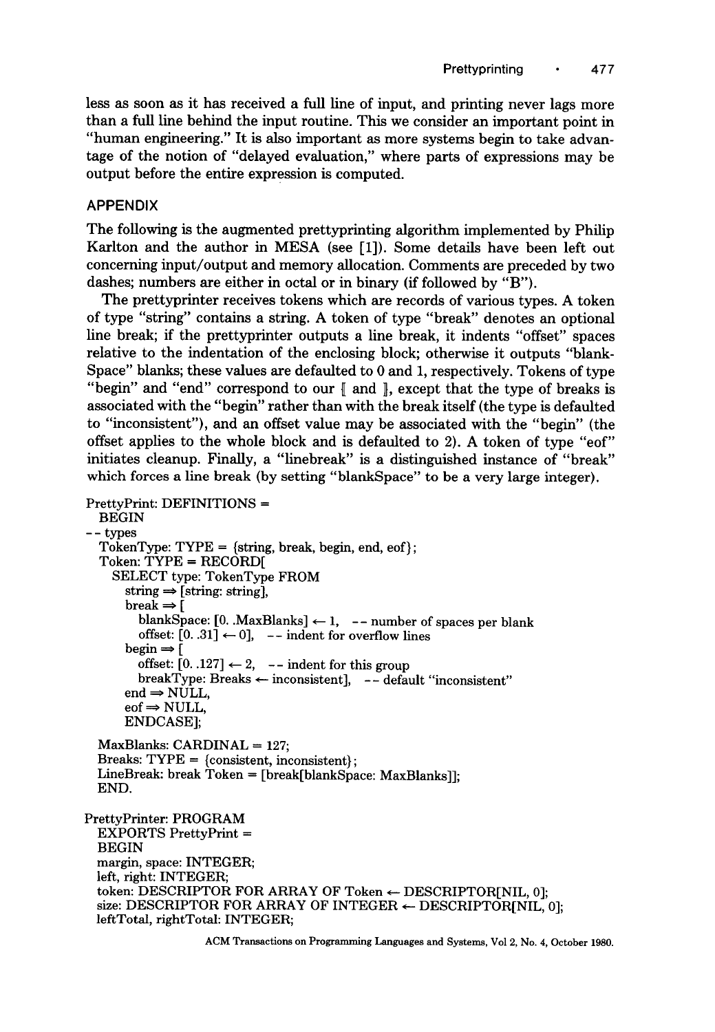less as soon as it has received a full line of input, and printing never lags more than a full line behind the input routine. This we consider an important point in "human engineering." It is also important as more systems begin to take advantage of the notion of "delayed evaluation," where parts of expressions may be output before the entire expression is computed.

## APPENDIX

The following is the augmented prettyprinting algorithm implemented by Philip Karlton and the author in MESA (see [1]). Some details have been left out concerning input/output and memory allocation. Comments are preceded by two dashes; numbers are either in octal or in binary (if followed by "B").

The prettyprinter receives tokens which are records of various types. A token of type "string" contains a string. A token of type "break" denotes an optional line break; if the prettyprinter outputs a line break, it indents "offset" spaces relative to the indentation of the enclosing block; otherwise it outputs "blankSpace" blanks; these values are defaulted to 0 and 1, respectively. Tokens of type "begin" and "end" correspond to our ⟦ and ⟧, except that the type of breaks is associated with the "begin" rather than with the break itself (the type is defaulted to "inconsistent"), and an offset value may be associated with the "begin" (the offset applies to the whole block and is defaulted to 2). A token of type "eof" initiates cleanup. Finally, a "linebreak" is a distinguished instance of "break" which forces a line break (by setting "blankSpace" to be a very large integer).

```
PrettyPrint: DEFINITIONS =
  BEGIN
-- types
  TokenType: TYPE = {string, break, begin, end, eof};
  Token: TYPE = RECORD[
    SELECT type: TokenType FROM
      string ⇒ [string: string],
      break ⇒ [
        blankSpace: [0. .MaxBlanks] ← 1,  -- number of spaces per blank
        offset: [0. .31] ← 0],  -- indent for overflow lines
      begin ⇒ [
        offset: [0. .127] ← 2,  -- indent for this group
        breakType: Breaks ← inconsistent],  -- default "inconsistent"
      end ⇒ NULL,
      eof ⇒ NULL,
      ENDCASE];

  MaxBlanks: CARDINAL = 127;
  Breaks: TYPE = {consistent, inconsistent};
  LineBreak: break Token = [break[blankSpace: MaxBlanks]];
  END.

PrettyPrinter: PROGRAM
  EXPORTS PrettyPrint =
  BEGIN
  margin, space: INTEGER;
  left, right: INTEGER;
  token: DESCRIPTOR FOR ARRAY OF Token ← DESCRIPTOR[NIL, 0];
  size: DESCRIPTOR FOR ARRAY OF INTEGER ← DESCRIPTOR[NIL, 0];
  leftTotal, rightTotal: INTEGER;
```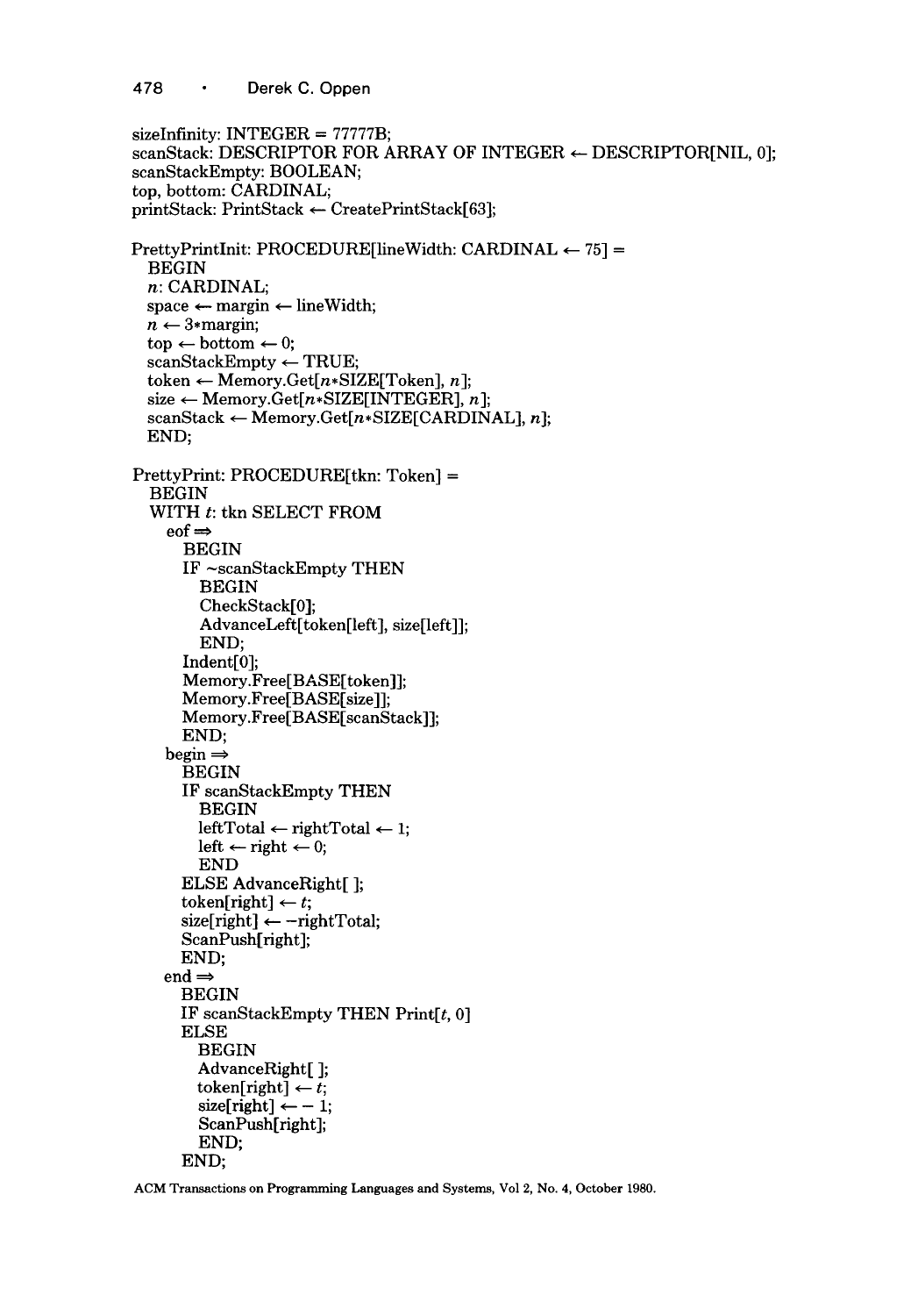```
sizeInfinity: INTEGER = 77777B;
scanStack: DESCRIPTOR FOR ARRAY OF INTEGER ← DESCRIPTOR[NIL, 0];
scanStackEmpty: BOOLEAN;
top, bottom: CARDINAL;
printStack: PrintStack ← CreatePrintStack[63];

PrettyPrintInit: PROCEDURE[lineWidth: CARDINAL ← 75] =
  BEGIN
  n: CARDINAL;
  space ← margin ← lineWidth;
  n ← 3*margin;
  top ← bottom ← 0;
  scanStackEmpty ← TRUE;
  token ← Memory.Get[n*SIZE[Token], n];
  size ← Memory.Get[n*SIZE[INTEGER], n];
  scanStack ← Memory.Get[n*SIZE[CARDINAL], n];
  END;

PrettyPrint: PROCEDURE[tkn: Token] =
  BEGIN
  WITH t: tkn SELECT FROM
    eof ⇒
      BEGIN
      IF ~scanStackEmpty THEN
        BEGIN
        CheckStack[0];
        AdvanceLeft[token[left], size[left]];
        END;
      Indent[0];
      Memory.Free[BASE[token]];
      Memory.Free[BASE[size]];
      Memory.Free[BASE[scanStack]];
      END;
    begin ⇒
      BEGIN
      IF scanStackEmpty THEN
        BEGIN
        leftTotal ← rightTotal ← 1;
        left ← right ← 0;
        END
      ELSE AdvanceRight[ ];
      token[right] ← t;
      size[right] ← −rightTotal;
      ScanPush[right];
      END;
    end ⇒
      BEGIN
      IF scanStackEmpty THEN Print[t, 0]
      ELSE
        BEGIN
        AdvanceRight[ ];
        token[right] ← t;
        size[right] ← − 1;
        ScanPush[right];
        END;
      END;
```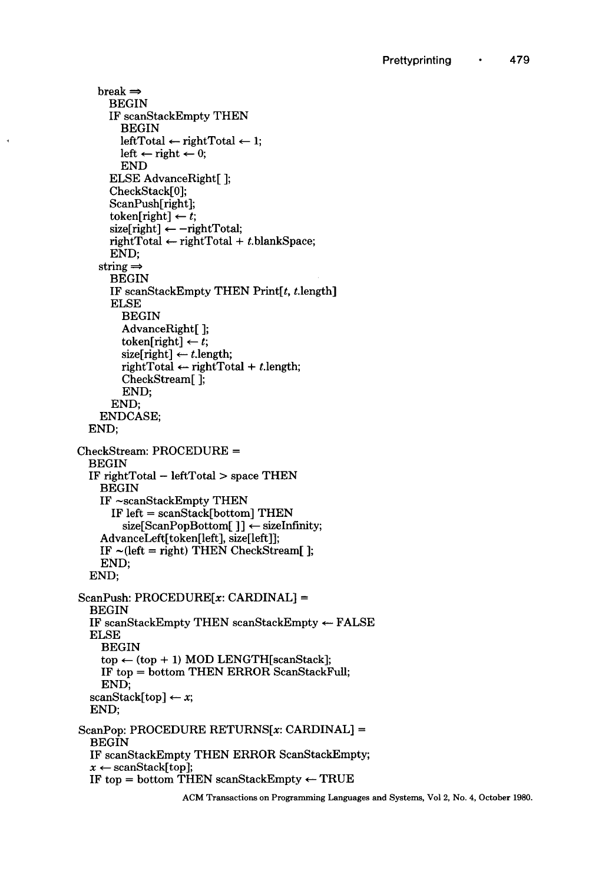```
    break ⇒
      BEGIN
      IF scanStackEmpty THEN
        BEGIN
        leftTotal ← rightTotal ← 1;
        left ← right ← 0;
        END
      ELSE AdvanceRight[ ];
      CheckStack[0];
      ScanPush[right];
      token[right] ← t;
      size[right] ← −rightTotal;
      rightTotal ← rightTotal + t.blankSpace;
      END;
    string ⇒
      BEGIN
      IF scanStackEmpty THEN Print[t, t.length]
      ELSE
        BEGIN
        AdvanceRight[ ];
        token[right] ← t;
        size[right] ← t.length;
        rightTotal ← rightTotal + t.length;
        CheckStream[ ];
        END;
      END;
    ENDCASE;
  END;

CheckStream: PROCEDURE =
  BEGIN
  IF rightTotal − leftTotal > space THEN
    BEGIN
    IF ~scanStackEmpty THEN
      IF left = scanStack[bottom] THEN
        size[ScanPopBottom[ ]] ← sizeInfinity;
    AdvanceLeft[token[left], size[left]];
    IF ~(left = right) THEN CheckStream[ ];
    END;
  END;

ScanPush: PROCEDURE[x: CARDINAL] =
  BEGIN
  IF scanStackEmpty THEN scanStackEmpty ← FALSE
  ELSE
    BEGIN
    top ← (top + 1) MOD LENGTH[scanStack];
    IF top = bottom THEN ERROR ScanStackFull;
    END;
  scanStack[top] ← x;
  END;

ScanPop: PROCEDURE RETURNS[x: CARDINAL] =
  BEGIN
  IF scanStackEmpty THEN ERROR ScanStackEmpty;
  x ← scanStack[top];
  IF top = bottom THEN scanStackEmpty ← TRUE
```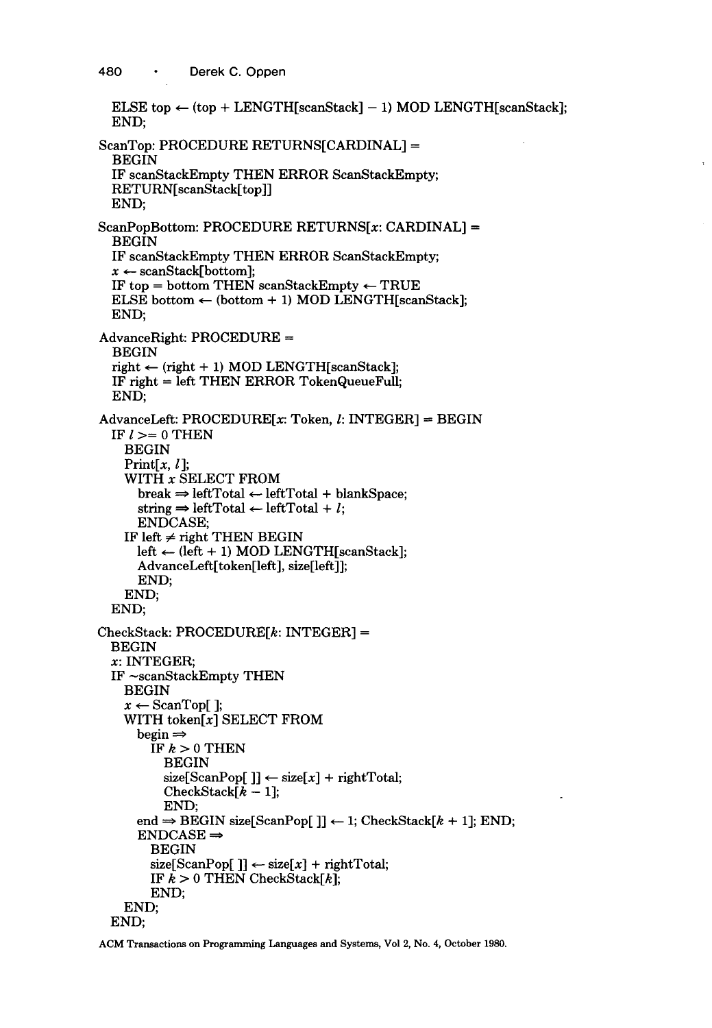```
  ELSE top ← (top + LENGTH[scanStack] − 1) MOD LENGTH[scanStack];
  END;

ScanTop: PROCEDURE RETURNS[CARDINAL] =
  BEGIN
  IF scanStackEmpty THEN ERROR ScanStackEmpty;
  RETURN[scanStack[top]]
  END;

ScanPopBottom: PROCEDURE RETURNS[x: CARDINAL] =
  BEGIN
  IF scanStackEmpty THEN ERROR ScanStackEmpty;
  x ← scanStack[bottom];
  IF top = bottom THEN scanStackEmpty ← TRUE
  ELSE bottom ← (bottom + 1) MOD LENGTH[scanStack];
  END;

AdvanceRight: PROCEDURE =
  BEGIN
  right ← (right + 1) MOD LENGTH[scanStack];
  IF right = left THEN ERROR TokenQueueFull;
  END;

AdvanceLeft: PROCEDURE[x: Token, l: INTEGER] = BEGIN
  IF l >= 0 THEN
    BEGIN
    Print[x, l];
    WITH x SELECT FROM
      break ⇒ leftTotal ← leftTotal + blankSpace;
      string ⇒ leftTotal ← leftTotal + l;
      ENDCASE;
    IF left ≠ right THEN BEGIN
      left ← (left + 1) MOD LENGTH[scanStack];
      AdvanceLeft[token[left], size[left]];
      END;
    END;
  END;

CheckStack: PROCEDURE[k: INTEGER] =
  BEGIN
  x: INTEGER;
  IF ~scanStackEmpty THEN
    BEGIN
    x ← ScanTop[ ];
    WITH token[x] SELECT FROM
      begin ⇒
        IF k > 0 THEN
          BEGIN
          size[ScanPop[ ]] ← size[x] + rightTotal;
          CheckStack[k − 1];
          END;
      end ⇒ BEGIN size[ScanPop[ ]] ← 1; CheckStack[k + 1]; END;
      ENDCASE ⇒
        BEGIN
        size[ScanPop[ ]] ← size[x] + rightTotal;
        IF k > 0 THEN CheckStack[k];
        END;
    END;
  END;
```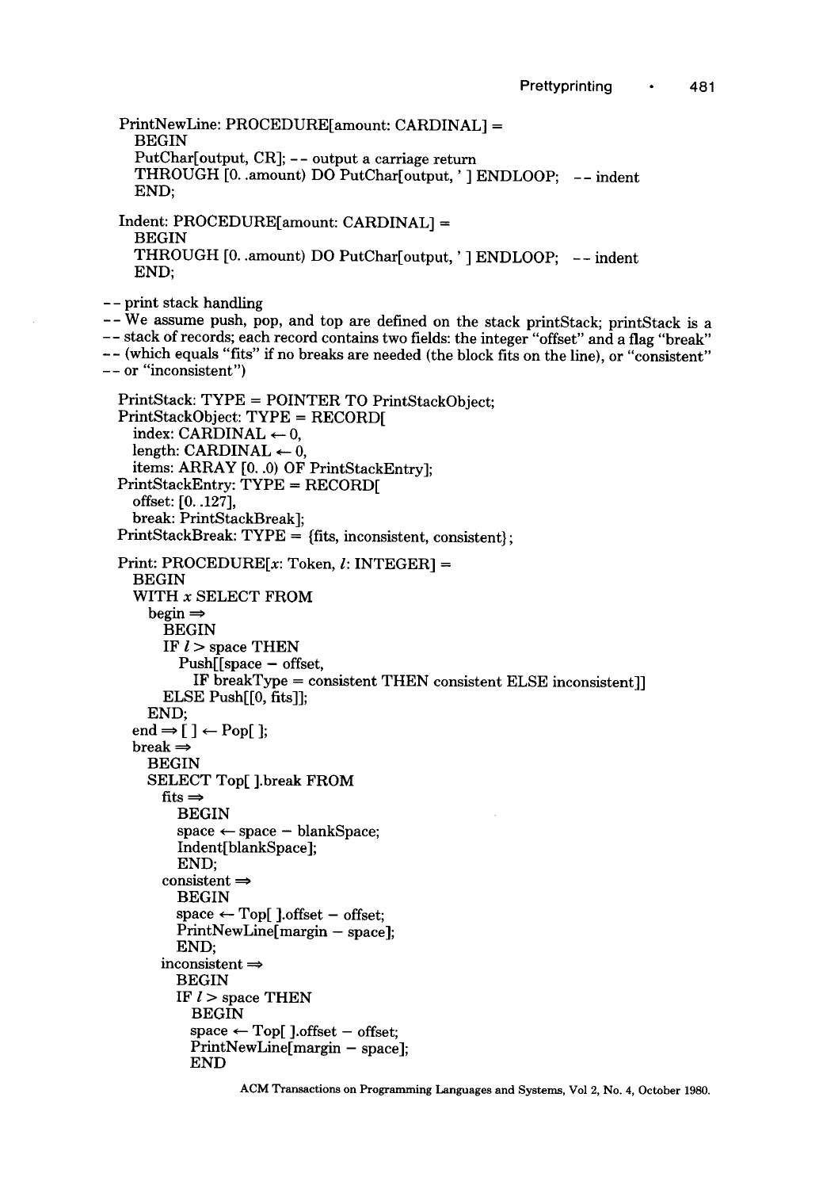```
PrintNewLine: PROCEDURE[amount: CARDINAL] =
  BEGIN
  PutChar[output, CR]; -- output a carriage return
  THROUGH [0..amount) DO PutChar[output, ' ] ENDLOOP;  -- indent
  END;

Indent: PROCEDURE[amount: CARDINAL] =
  BEGIN
  THROUGH [0..amount) DO PutChar[output, ' ] ENDLOOP;  -- indent
  END;

-- print stack handling
-- We assume push, pop, and top are defined on the stack printStack; printStack is a
-- stack of records; each record contains two fields: the integer "offset" and a flag "break"
-- (which equals "fits" if no breaks are needed (the block fits on the line), or "consistent"
-- or "inconsistent")

PrintStack: TYPE = POINTER TO PrintStackObject;
PrintStackObject: TYPE = RECORD[
  index: CARDINAL ← 0,
  length: CARDINAL ← 0,
  items: ARRAY [0..0) OF PrintStackEntry];
PrintStackEntry: TYPE = RECORD[
  offset: [0..127],
  break: PrintStackBreak];
PrintStackBreak: TYPE = {fits, inconsistent, consistent};

Print: PROCEDURE[x: Token, l: INTEGER] =
  BEGIN
  WITH x SELECT FROM
    begin ⇒
      BEGIN
      IF l > space THEN
        Push[[space − offset,
          IF breakType = consistent THEN consistent ELSE inconsistent]]
      ELSE Push[[0, fits]];
      END;
    end ⇒ [ ] ← Pop[ ];
    break ⇒
      BEGIN
      SELECT Top[ ].break FROM
        fits ⇒
          BEGIN
          space ← space − blankSpace;
          Indent[blankSpace];
          END;
        consistent ⇒
          BEGIN
          space ← Top[ ].offset − offset;
          PrintNewLine[margin − space];
          END;
        inconsistent ⇒
          BEGIN
          IF l > space THEN
            BEGIN
            space ← Top[ ].offset − offset;
            PrintNewLine[margin − space];
            END
```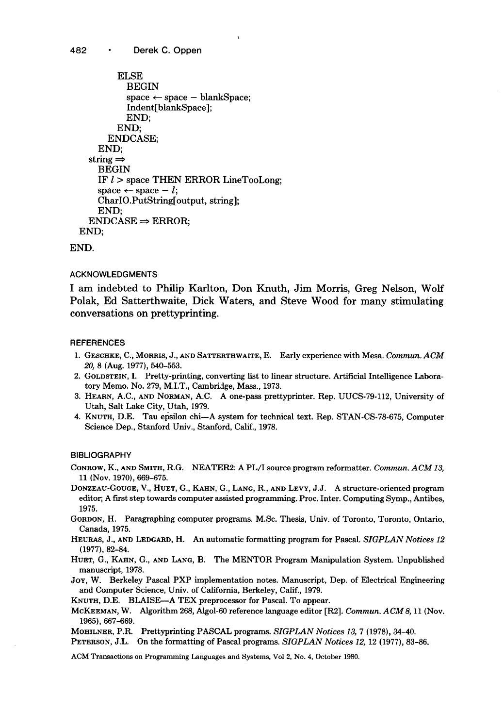```
        ELSE
          BEGIN
          space ← space − blankSpace;
          Indent[blankSpace];
          END;
        END;
      ENDCASE;
    END;
  string ⇒
    BEGIN
    IF l > space THEN ERROR LineTooLong;
    space ← space − l;
    CharIO.PutString[output, string];
    END;
  ENDCASE ⇒ ERROR;
END;

END.
```

## ACKNOWLEDGMENTS

I am indebted to Philip Karlton, Don Knuth, Jim Morris, Greg Nelson, Wolf Polak, Ed Satterthwaite, Dick Waters, and Steve Wood for many stimulating conversations on prettyprinting.

## REFERENCES

1. GESCHKE, C., MORRIS, J., AND SATTERTHWAITE, E. Early experience with Mesa. *Commun. ACM 20*, 8 (Aug. 1977), 540–553.
2. GOLDSTEIN, I. Pretty-printing, converting list to linear structure. Artificial Intelligence Laboratory Memo. No. 279, M.I.T., Cambridge, Mass., 1973.
3. HEARN, A.C., AND NORMAN, A.C. A one-pass prettyprinter. Rep. UUCS-79-112, University of Utah, Salt Lake City, Utah, 1979.
4. KNUTH, D.E. Tau epsilon chi—A system for technical text. Rep. STAN-CS-78-675, Computer Science Dep., Stanford Univ., Stanford, Calif., 1978.

## BIBLIOGRAPHY

CONROW, K., AND SMITH, R.G. NEATER2: A PL/I source program reformatter. *Commun. ACM 13*, 11 (Nov. 1970), 669–675.

DONZEAU-GOUGE, V., HUET, G., KAHN, G., LANG, R., AND LEVY, J.J. A structure-oriented program editor; A first step towards computer assisted programming. Proc. Inter. Computing Symp., Antibes, 1975.

GORDON, H. Paragraphing computer programs. M.Sc. Thesis, Univ. of Toronto, Toronto, Ontario, Canada, 1975.

HEURAS, J., AND LEDGARD, H. An automatic formatting program for Pascal. *SIGPLAN Notices 12* (1977), 82–84.

HUET, G., KAHN, G., AND LANG, B. The MENTOR Program Manipulation System. Unpublished manuscript, 1978.

JOY, W. Berkeley Pascal PXP implementation notes. Manuscript, Dep. of Electrical Engineering and Computer Science, Univ. of California, Berkeley, Calif., 1979.

KNUTH, D.E. BLAISE—A TEX preprocessor for Pascal. To appear.

MCKEEMAN, W. Algorithm 268, Algol-60 reference language editor [R2]. *Commun. ACM 8*, 11 (Nov. 1965), 667–669.

MOHILNER, P.R. Prettyprinting PASCAL programs. *SIGPLAN Notices 13*, 7 (1978), 34–40.

PETERSON, J.L. On the formatting of Pascal programs. *SIGPLAN Notices 12*, 12 (1977), 83–86.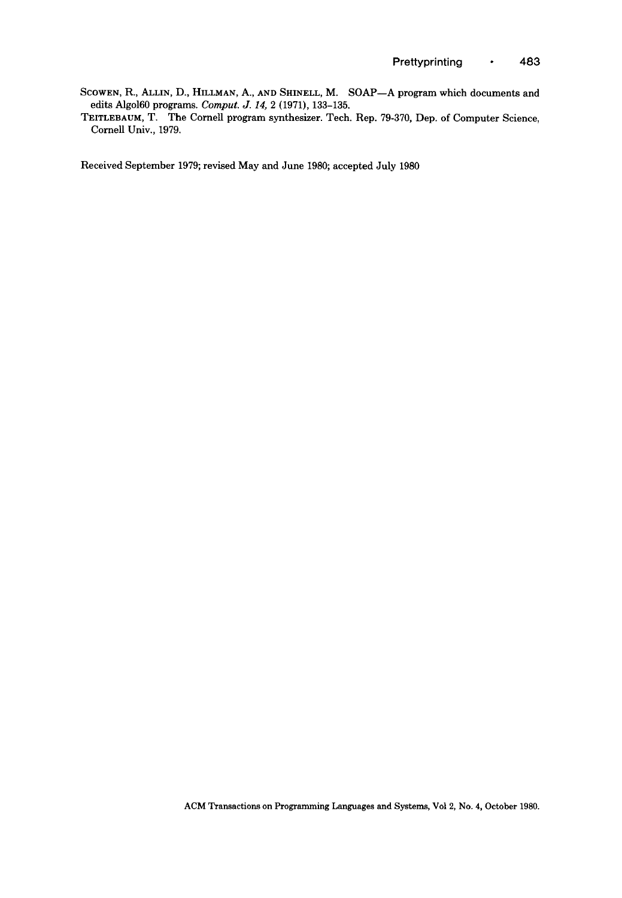SCOWEN, R., ALLIN, D., HILLMAN, A., AND SHINELL, M. SOAP—A program which documents and edits Algol60 programs. *Comput. J. 14,* 2 (1971), 133–135.

TEITLEBAUM, T. The Cornell program synthesizer. Tech. Rep. 79-370, Dep. of Computer Science, Cornell Univ., 1979.

Received September 1979; revised May and June 1980; accepted July 1980